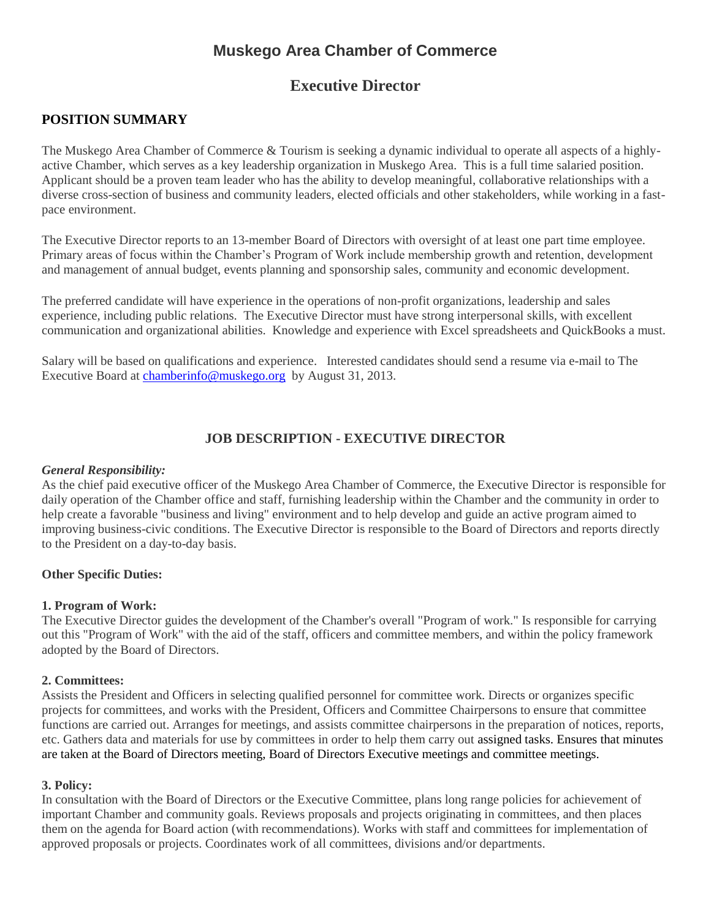# Muskego Area Chamber of Commerce

## Executive Director

### POSITION SUMMARY

The Muskego Area Chamber of Commerce & Tourism is seeking a dynamic individual to operate all aspects of a highly-active Chamber, which serves as a key leadership organization in Muskego Area. This is a full time salaried position. Applicant should be a proven team leader who has the ability to develop meaningful, collaborative relationships with a diverse cross-section of business and community leaders, elected officials and other stakeholders, while working in a fast-pace environment.

The Executive Director reports to an 13-member Board of Directors with oversight of at least one part time employee. Primary areas of focus within the Chamber's Program of Work include membership growth and retention, development and management of annual budget, events planning and sponsorship sales, community and economic development.

The preferred candidate will have experience in the operations of non-profit organizations, leadership and sales experience, including public relations. The Executive Director must have strong interpersonal skills, with excellent communication and organizational abilities. Knowledge and experience with Excel spreadsheets and QuickBooks a must.

Salary will be based on qualifications and experience. Interested candidates should send a resume via e-mail to The Executive Board at chamberinfo@muskego.org by August 31, 2013.

### JOB DESCRIPTION - EXECUTIVE DIRECTOR

***General Responsibility:***
As the chief paid executive officer of the Muskego Area Chamber of Commerce, the Executive Director is responsible for daily operation of the Chamber office and staff, furnishing leadership within the Chamber and the community in order to help create a favorable "business and living" environment and to help develop and guide an active program aimed to improving business-civic conditions. The Executive Director is responsible to the Board of Directors and reports directly to the President on a day-to-day basis.

**Other Specific Duties:**

**1. Program of Work:**
The Executive Director guides the development of the Chamber's overall "Program of work." Is responsible for carrying out this "Program of Work" with the aid of the staff, officers and committee members, and within the policy framework adopted by the Board of Directors.

**2. Committees:**
Assists the President and Officers in selecting qualified personnel for committee work. Directs or organizes specific projects for committees, and works with the President, Officers and Committee Chairpersons to ensure that committee functions are carried out. Arranges for meetings, and assists committee chairpersons in the preparation of notices, reports, etc. Gathers data and materials for use by committees in order to help them carry out assigned tasks. Ensures that minutes are taken at the Board of Directors meeting, Board of Directors Executive meetings and committee meetings.

**3. Policy:**
In consultation with the Board of Directors or the Executive Committee, plans long range policies for achievement of important Chamber and community goals. Reviews proposals and projects originating in committees, and then places them on the agenda for Board action (with recommendations). Works with staff and committees for implementation of approved proposals or projects. Coordinates work of all committees, divisions and/or departments.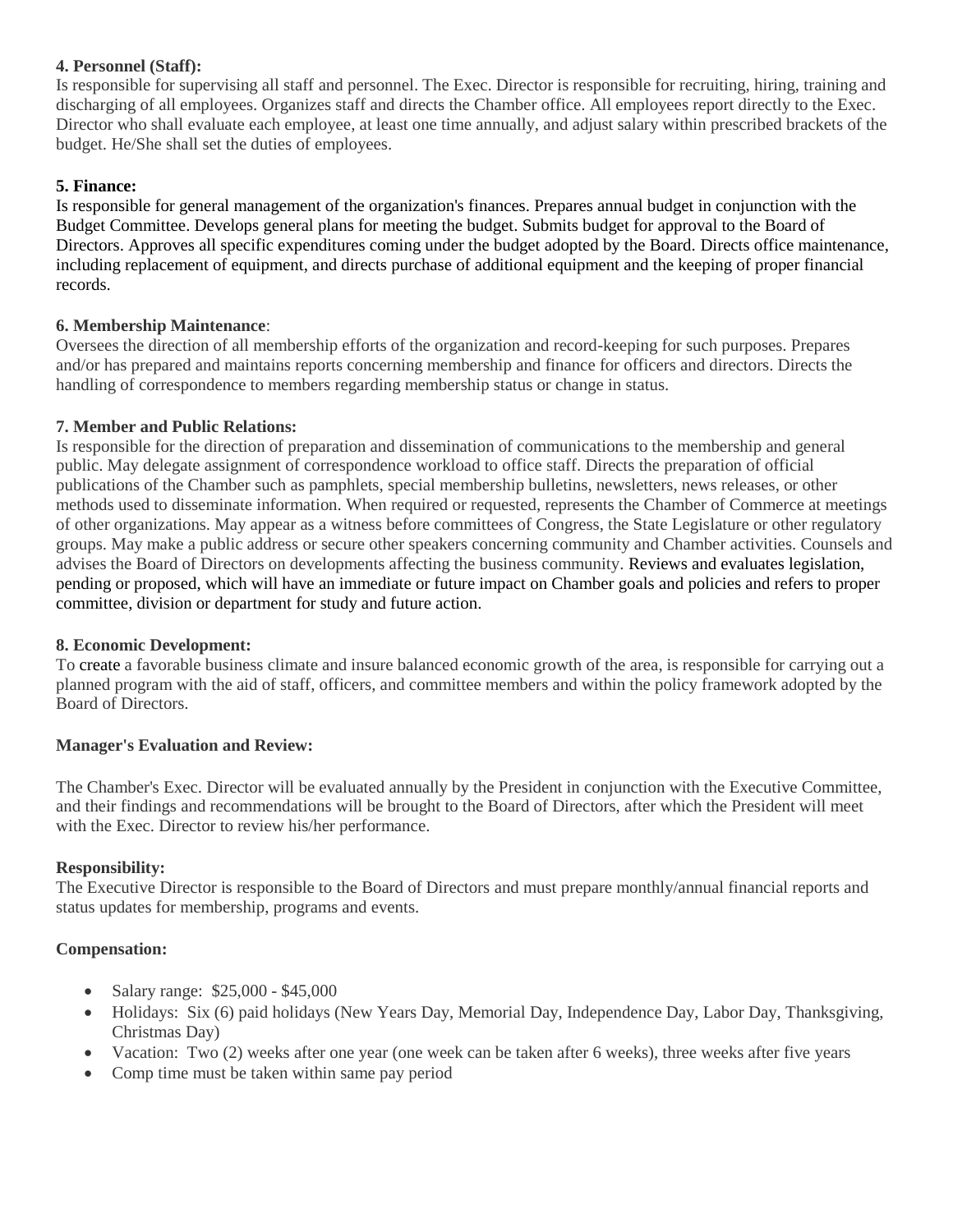**4. Personnel (Staff):**
Is responsible for supervising all staff and personnel. The Exec. Director is responsible for recruiting, hiring, training and discharging of all employees. Organizes staff and directs the Chamber office. All employees report directly to the Exec. Director who shall evaluate each employee, at least one time annually, and adjust salary within prescribed brackets of the budget. He/She shall set the duties of employees.

**5. Finance:**
Is responsible for general management of the organization's finances. Prepares annual budget in conjunction with the Budget Committee. Develops general plans for meeting the budget. Submits budget for approval to the Board of Directors. Approves all specific expenditures coming under the budget adopted by the Board. Directs office maintenance, including replacement of equipment, and directs purchase of additional equipment and the keeping of proper financial records.

**6. Membership Maintenance**:
Oversees the direction of all membership efforts of the organization and record-keeping for such purposes. Prepares and/or has prepared and maintains reports concerning membership and finance for officers and directors. Directs the handling of correspondence to members regarding membership status or change in status.

**7. Member and Public Relations:**
Is responsible for the direction of preparation and dissemination of communications to the membership and general public. May delegate assignment of correspondence workload to office staff. Directs the preparation of official publications of the Chamber such as pamphlets, special membership bulletins, newsletters, news releases, or other methods used to disseminate information. When required or requested, represents the Chamber of Commerce at meetings of other organizations. May appear as a witness before committees of Congress, the State Legislature or other regulatory groups. May make a public address or secure other speakers concerning community and Chamber activities. Counsels and advises the Board of Directors on developments affecting the business community. Reviews and evaluates legislation, pending or proposed, which will have an immediate or future impact on Chamber goals and policies and refers to proper committee, division or department for study and future action.

**8. Economic Development:**
To create a favorable business climate and insure balanced economic growth of the area, is responsible for carrying out a planned program with the aid of staff, officers, and committee members and within the policy framework adopted by the Board of Directors.

**Manager's Evaluation and Review:**

The Chamber's Exec. Director will be evaluated annually by the President in conjunction with the Executive Committee, and their findings and recommendations will be brought to the Board of Directors, after which the President will meet with the Exec. Director to review his/her performance.

**Responsibility:**
The Executive Director is responsible to the Board of Directors and must prepare monthly/annual financial reports and status updates for membership, programs and events.

**Compensation:**

- Salary range: $25,000 - $45,000
- Holidays: Six (6) paid holidays (New Years Day, Memorial Day, Independence Day, Labor Day, Thanksgiving, Christmas Day)
- Vacation: Two (2) weeks after one year (one week can be taken after 6 weeks), three weeks after five years
- Comp time must be taken within same pay period